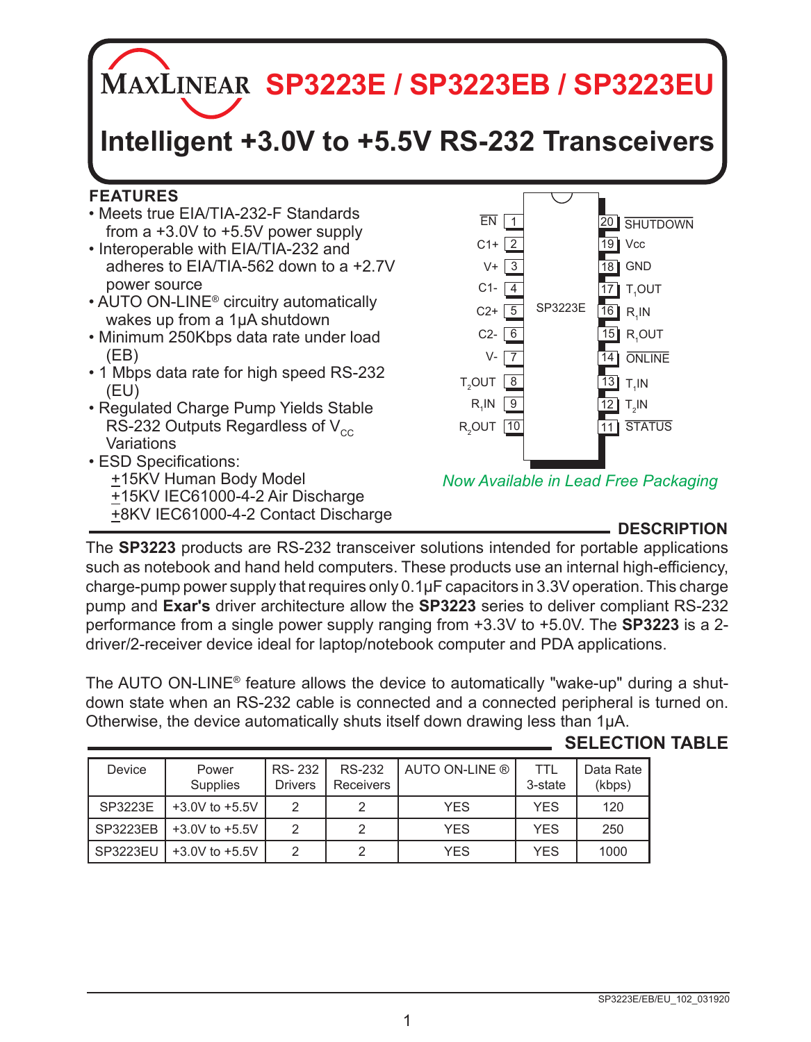# SP3223E / SP3223EB / SP3223EU

## Intelligent +3.0V to +5.5V RS-232 Transceivers

### FEATURES

- Meets true EIA/TIA-232-F Standards from a +3.0V to +5.5V power supply
- Interoperable with EIA/TIA-232 and adheres to EIA/TIA-562 down to a +2.7V power source
- AUTO ON-LINE® circuitry automatically wakes up from a 1µA shutdown
- Minimum 250Kbps data rate under load (EB)
- 1 Mbps data rate for high speed RS-232 (EU)
- Regulated Charge Pump Yields Stable RS-232 Outputs Regardless of $V_{CC}$ Variations
- ESD Specifications:
  - ±15KV Human Body Model
  - ±15KV IEC61000-4-2 Air Discharge
  - ±8KV IEC61000-4-2 Contact Discharge

| Pin | Name | Pin | Name |
|---|---|---|---|
| 1 | EN | 20 | SHUTDOWN |
| 2 | C1+ | 19 | Vcc |
| 3 | V+ | 18 | GND |
| 4 | C1- | 17 | $T_1$OUT |
| 5 | C2+ | 16 | $R_1$IN |
| 6 | C2- | 15 | $R_1$OUT |
| 7 | V- | 14 | ONLINE |
| 8 | $T_2$OUT | 13 | $T_1$IN |
| 9 | $R_2$IN | 12 | $T_2$IN |
| 10 | $R_2$OUT | 11 | STATUS |

SP3223E

*Now Available in Lead Free Packaging*

### DESCRIPTION

The **SP3223** products are RS-232 transceiver solutions intended for portable applications such as notebook and hand held computers. These products use an internal high-efficiency, charge-pump power supply that requires only 0.1µF capacitors in 3.3V operation. This charge pump and **Exar's** driver architecture allow the **SP3223** series to deliver compliant RS-232 performance from a single power supply ranging from +3.3V to +5.0V. The **SP3223** is a 2-driver/2-receiver device ideal for laptop/notebook computer and PDA applications.

The AUTO ON-LINE® feature allows the device to automatically "wake-up" during a shutdown state when an RS-232 cable is connected and a connected peripheral is turned on. Otherwise, the device automatically shuts itself down drawing less than 1µA.

### SELECTION TABLE

| Device | Power Supplies | RS- 232 Drivers | RS-232 Receivers | AUTO ON-LINE ® | TTL 3-state | Data Rate (kbps) |
|---|---|---|---|---|---|---|
| SP3223E | +3.0V to +5.5V | 2 | 2 | YES | YES | 120 |
| SP3223EB | +3.0V to +5.5V | 2 | 2 | YES | YES | 250 |
| SP3223EU | +3.0V to +5.5V | 2 | 2 | YES | YES | 1000 |

SP3223E/EB/EU_102_031920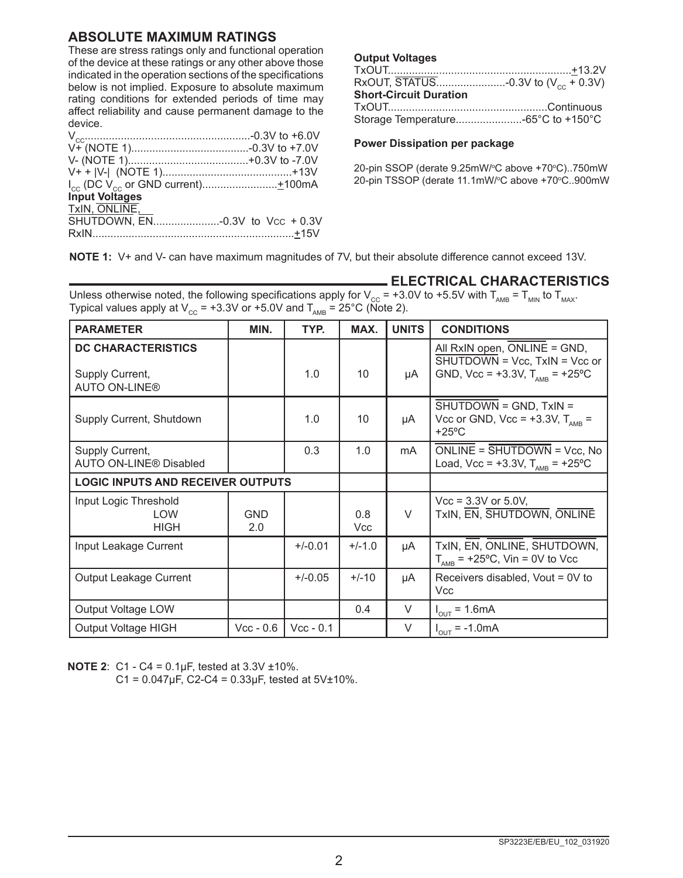## ABSOLUTE MAXIMUM RATINGS

These are stress ratings only and functional operation of the device at these ratings or any other above those indicated in the operation sections of the specifications below is not implied. Exposure to absolute maximum rating conditions for extended periods of time may affect reliability and cause permanent damage to the device.

$V_{CC}$......................................................-0.3V to +6.0V
V+ (NOTE 1).......................................-0.3V to +7.0V
V- (NOTE 1)........................................+0.3V to -7.0V
V+ + |V-| (NOTE 1)...........................................+13V
$I_{CC}$ (DC $V_{CC}$ or GND current).........................±100mA

**Input Voltages**

TxIN, ONLINE, SHUTDOWN, EN......................-0.3V to Vcc + 0.3V
RxIN...................................................................±15V

**Output Voltages**

TxOUT.............................................................±13.2V
RxOUT, STATUS.......................-0.3V to ($V_{CC}$ + 0.3V)

**Short-Circuit Duration**

TxOUT.....................................................Continuous
Storage Temperature......................-65°C to +150°C

**Power Dissipation per package**

20-pin SSOP (derate 9.25mW/°C above +70°C)..750mW
20-pin TSSOP (derate 11.1mW/°C above +70°C..900mW

**NOTE 1:** V+ and V- can have maximum magnitudes of 7V, but their absolute difference cannot exceed 13V.

## ELECTRICAL CHARACTERISTICS

Unless otherwise noted, the following specifications apply for $V_{CC}$ = +3.0V to +5.5V with $T_{AMB}$ = $T_{MIN}$ to $T_{MAX}$. Typical values apply at $V_{CC}$ = +3.3V or +5.0V and $T_{AMB}$ = 25°C (Note 2).

| PARAMETER | MIN. | TYP. | MAX. | UNITS | CONDITIONS |
|---|---|---|---|---|---|
| **DC CHARACTERISTICS** | | | | | |
| Supply Current, AUTO ON-LINE® | | 1.0 | 10 | µA | All RxIN open, ONLINE = GND, SHUTDOWN = Vcc, TxIN = Vcc or GND, Vcc = +3.3V, $T_{AMB}$ = +25ºC |
| Supply Current, Shutdown | | 1.0 | 10 | µA | SHUTDOWN = GND, TxIN = Vcc or GND, Vcc = +3.3V, $T_{AMB}$ = +25ºC |
| Supply Current, AUTO ON-LINE® Disabled | | 0.3 | 1.0 | mA | ONLINE = SHUTDOWN = Vcc, No Load, Vcc = +3.3V, $T_{AMB}$ = +25ºC |
| **LOGIC INPUTS AND RECEIVER OUTPUTS** | | | | | |
| Input Logic Threshold LOW | GND | | 0.8 | V | Vcc = 3.3V or 5.0V, TxIN, EN, SHUTDOWN, ONLINE |
| Input Logic Threshold HIGH | 2.0 | | Vcc | V | |
| Input Leakage Current | | +/-0.01 | +/-1.0 | µA | TxIN, EN, ONLINE, SHUTDOWN, $T_{AMB}$ = +25ºC, Vin = 0V to Vcc |
| Output Leakage Current | | +/-0.05 | +/-10 | µA | Receivers disabled, Vout = 0V to Vcc |
| Output Voltage LOW | | | 0.4 | V | $I_{OUT}$ = 1.6mA |
| Output Voltage HIGH | Vcc - 0.6 | Vcc - 0.1 | | V | $I_{OUT}$ = -1.0mA |

**NOTE 2**: C1 - C4 = 0.1µF, tested at 3.3V ±10%.
C1 = 0.047µF, C2-C4 = 0.33µF, tested at 5V±10%.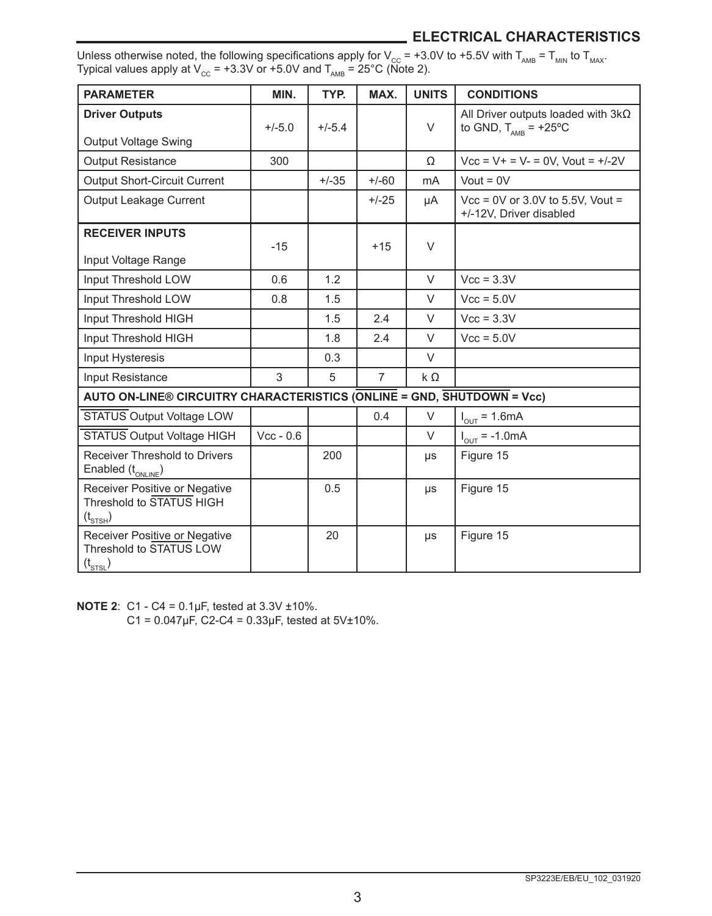## ELECTRICAL CHARACTERISTICS

Unless otherwise noted, the following specifications apply for $V_{CC}$ = +3.0V to +5.5V with $T_{AMB}$ = $T_{MIN}$ to $T_{MAX}$. Typical values apply at $V_{CC}$ = +3.3V or +5.0V and $T_{AMB}$ = 25°C (Note 2).

| PARAMETER | MIN. | TYP. | MAX. | UNITS | CONDITIONS |
|---|---|---|---|---|---|
| **Driver Outputs** Output Voltage Swing | +/-5.0 | +/-5.4 | | V | All Driver outputs loaded with 3kΩ to GND, $T_{AMB}$ = +25ºC |
| Output Resistance | 300 | | | Ω | Vcc = V+ = V- = 0V, Vout = +/-2V |
| Output Short-Circuit Current | | +/-35 | +/-60 | mA | Vout = 0V |
| Output Leakage Current | | | +/-25 | µA | Vcc = 0V or 3.0V to 5.5V, Vout = +/-12V, Driver disabled |
| **RECEIVER INPUTS** Input Voltage Range | -15 | | +15 | V | |
| Input Threshold LOW | 0.6 | 1.2 | | V | Vcc = 3.3V |
| Input Threshold LOW | 0.8 | 1.5 | | V | Vcc = 5.0V |
| Input Threshold HIGH | | 1.5 | 2.4 | V | Vcc = 3.3V |
| Input Threshold HIGH | | 1.8 | 2.4 | V | Vcc = 5.0V |
| Input Hysteresis | | 0.3 | | V | |
| Input Resistance | 3 | 5 | 7 | k Ω | |
| **AUTO ON-LINE® CIRCUITRY CHARACTERISTICS ($\overline{\text{ONLINE}}$ = GND, $\overline{\text{SHUTDOWN}}$ = Vcc)** | | | | | |
| $\overline{\text{STATUS}}$ Output Voltage LOW | | | 0.4 | V | $I_{OUT}$ = 1.6mA |
| $\overline{\text{STATUS}}$ Output Voltage HIGH | Vcc - 0.6 | | | V | $I_{OUT}$ = -1.0mA |
| Receiver Threshold to Drivers Enabled ($t_{ONLINE}$) | | 200 | | µs | Figure 15 |
| Receiver Positive or Negative Threshold to $\overline{\text{STATUS}}$ HIGH ($t_{STSH}$) | | 0.5 | | µs | Figure 15 |
| Receiver Positive or Negative Threshold to $\overline{\text{STATUS}}$ LOW ($t_{STSL}$) | | 20 | | µs | Figure 15 |

**NOTE 2**: C1 - C4 = 0.1µF, tested at 3.3V ±10%.
C1 = 0.047µF, C2-C4 = 0.33µF, tested at 5V±10%.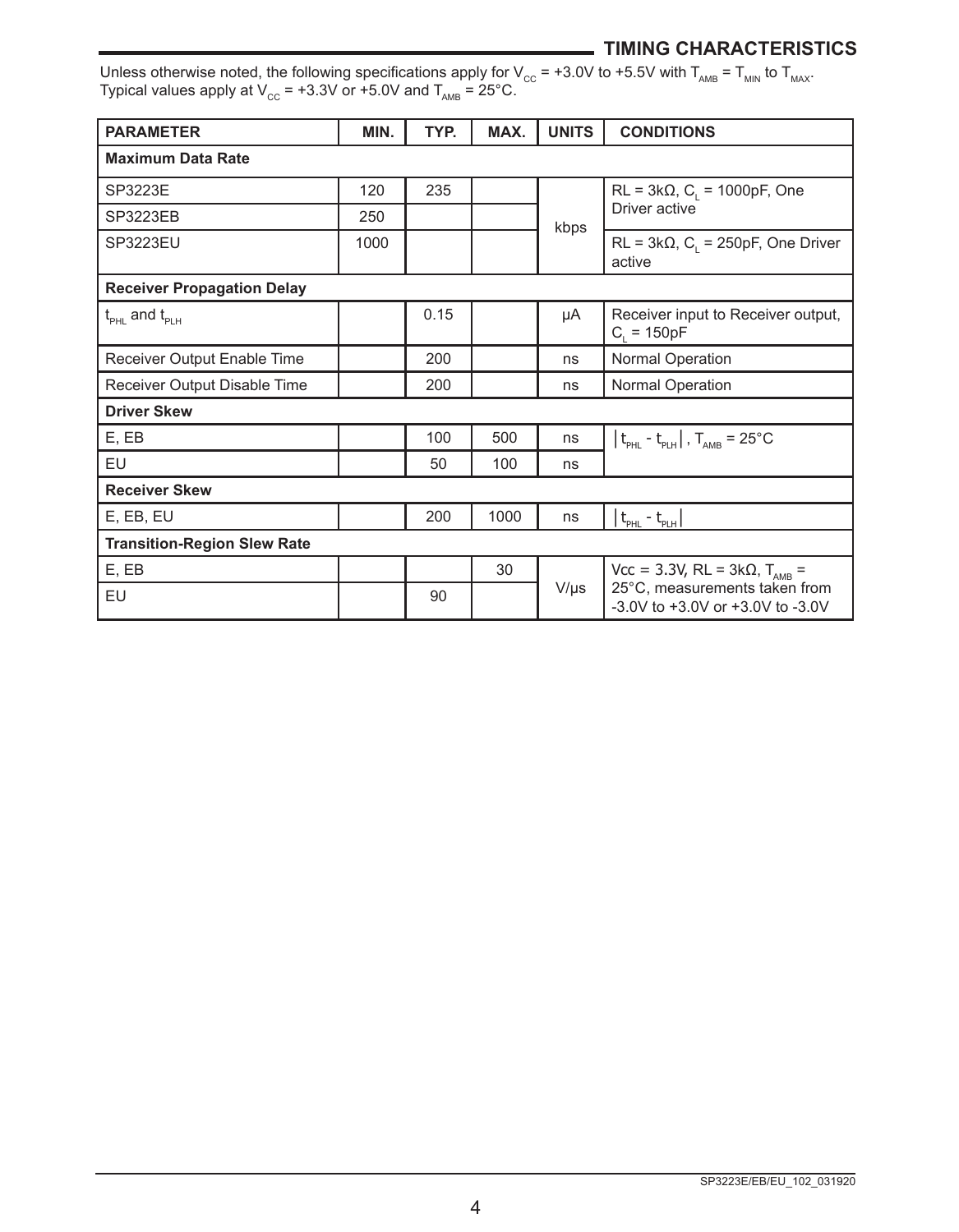## TIMING CHARACTERISTICS

Unless otherwise noted, the following specifications apply for $V_{CC}$ = +3.0V to +5.5V with $T_{AMB}$ = $T_{MIN}$ to $T_{MAX}$. Typical values apply at $V_{CC}$ = +3.3V or +5.0V and $T_{AMB}$ = 25°C.

| PARAMETER | MIN. | TYP. | MAX. | UNITS | CONDITIONS |
|---|---|---|---|---|---|
| **Maximum Data Rate** | | | | | |
| SP3223E | 120 | 235 | | kbps | RL = 3kΩ, $C_L$ = 1000pF, One Driver active |
| SP3223EB | 250 | | | kbps | RL = 3kΩ, $C_L$ = 1000pF, One Driver active |
| SP3223EU | 1000 | | | kbps | RL = 3kΩ, $C_L$ = 250pF, One Driver active |
| **Receiver Propagation Delay** | | | | | |
| $t_{PHL}$ and $t_{PLH}$ | | 0.15 | | µA | Receiver input to Receiver output, $C_L$ = 150pF |
| Receiver Output Enable Time | | 200 | | ns | Normal Operation |
| Receiver Output Disable Time | | 200 | | ns | Normal Operation |
| **Driver Skew** | | | | | |
| E, EB | | 100 | 500 | ns | $\|t_{PHL} - t_{PLH}\|$, $T_{AMB}$ = 25°C |
| EU | | 50 | 100 | ns | $\|t_{PHL} - t_{PLH}\|$, $T_{AMB}$ = 25°C |
| **Receiver Skew** | | | | | |
| E, EB, EU | | 200 | 1000 | ns | $\|t_{PHL} - t_{PLH}\|$ |
| **Transition-Region Slew Rate** | | | | | |
| E, EB | | | 30 | V/µs | Vcc = 3.3V, RL = 3kΩ, $T_{AMB}$ = 25°C, measurements taken from -3.0V to +3.0V or +3.0V to -3.0V |
| EU | | 90 | | V/µs | Vcc = 3.3V, RL = 3kΩ, $T_{AMB}$ = 25°C, measurements taken from -3.0V to +3.0V or +3.0V to -3.0V |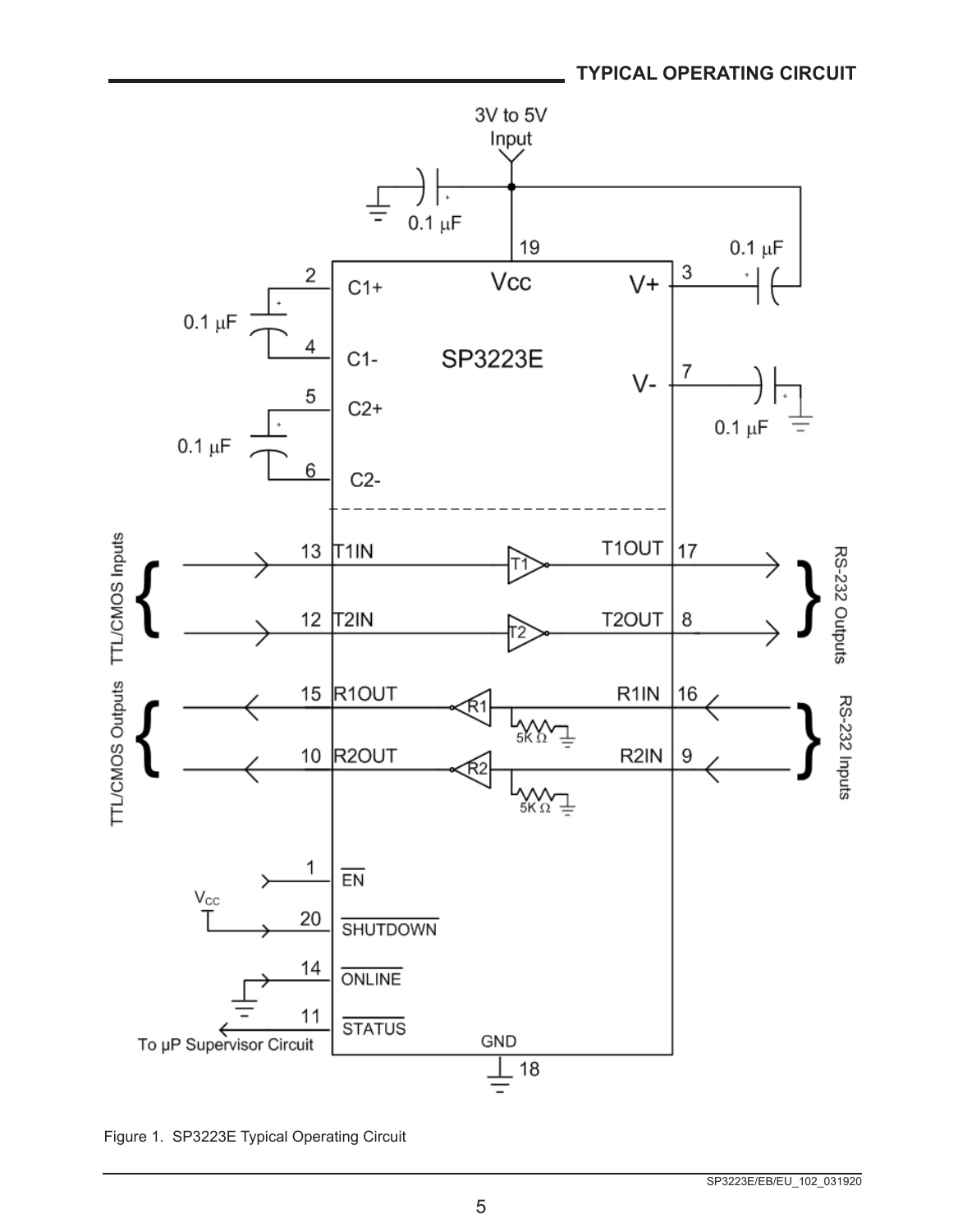## TYPICAL OPERATING CIRCUIT

Figure 1. SP3223E Typical Operating Circuit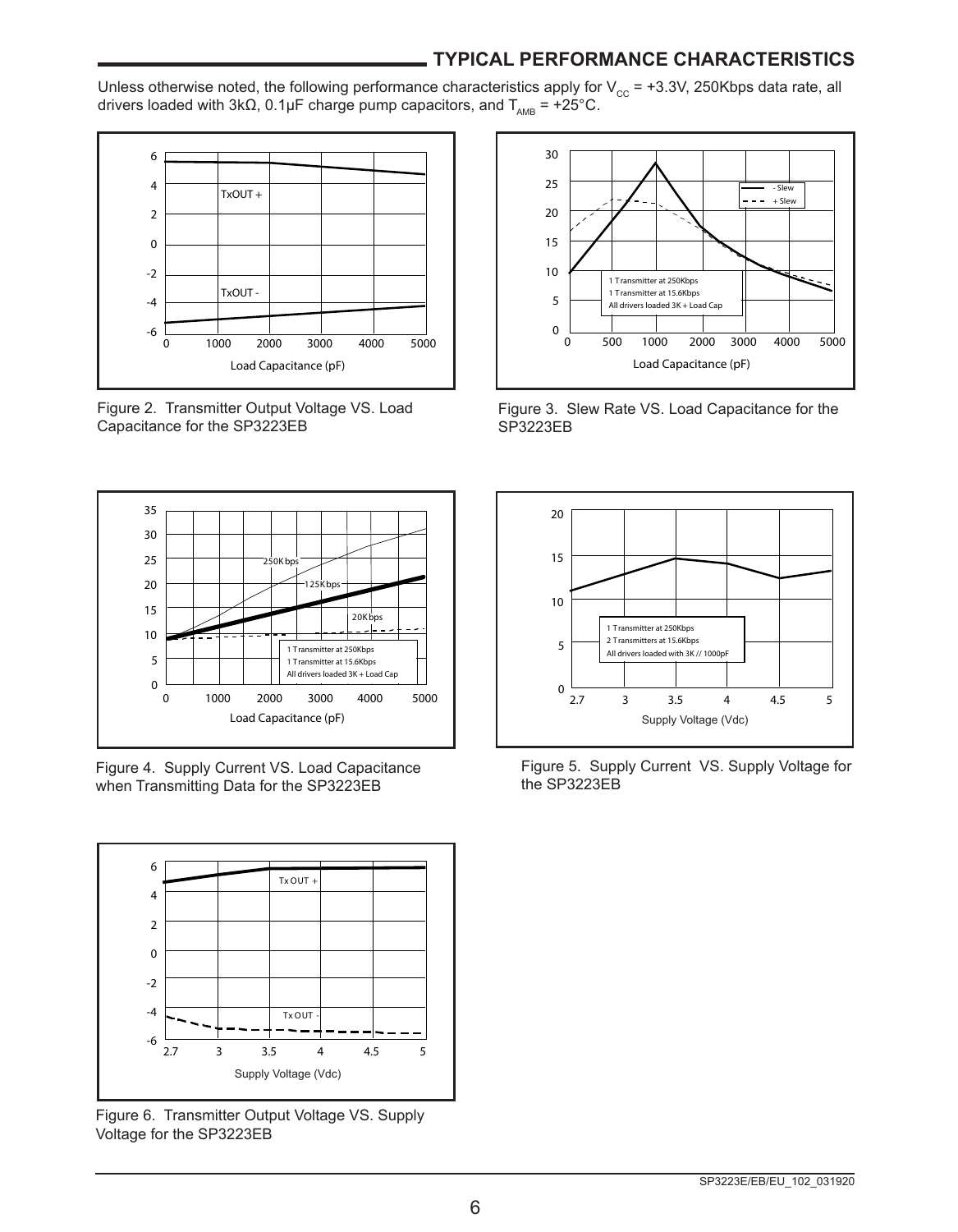## TYPICAL PERFORMANCE CHARACTERISTICS

Unless otherwise noted, the following performance characteristics apply for $V_{CC}$ = +3.3V, 250Kbps data rate, all drivers loaded with 3kΩ, 0.1µF charge pump capacitors, and $T_{AMB}$ = +25°C.

Figure 2. Transmitter Output Voltage VS. Load Capacitance for the SP3223EB

Figure 3. Slew Rate VS. Load Capacitance for the SP3223EB

Figure 4. Supply Current VS. Load Capacitance when Transmitting Data for the SP3223EB

Figure 5. Supply Current VS. Supply Voltage for the SP3223EB

Figure 6. Transmitter Output Voltage VS. Supply Voltage for the SP3223EB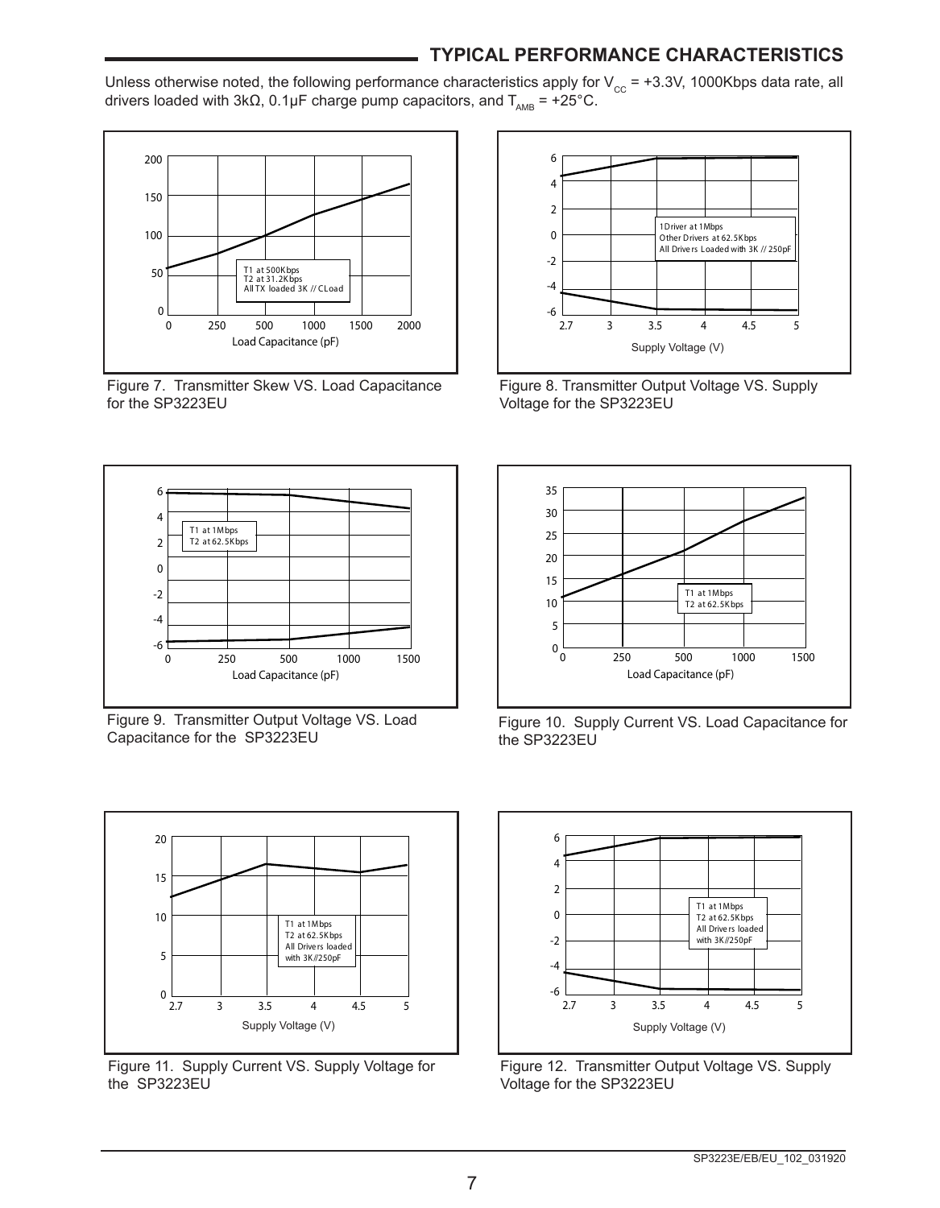## TYPICAL PERFORMANCE CHARACTERISTICS

Unless otherwise noted, the following performance characteristics apply for $V_{CC}$ = +3.3V, 1000Kbps data rate, all drivers loaded with 3kΩ, 0.1µF charge pump capacitors, and $T_{AMB}$ = +25°C.

Figure 7. Transmitter Skew VS. Load Capacitance for the SP3223EU

Figure 8. Transmitter Output Voltage VS. Supply Voltage for the SP3223EU

Figure 9. Transmitter Output Voltage VS. Load Capacitance for the SP3223EU

Figure 10. Supply Current VS. Load Capacitance for the SP3223EU

Figure 11. Supply Current VS. Supply Voltage for the SP3223EU

Figure 12. Transmitter Output Voltage VS. Supply Voltage for the SP3223EU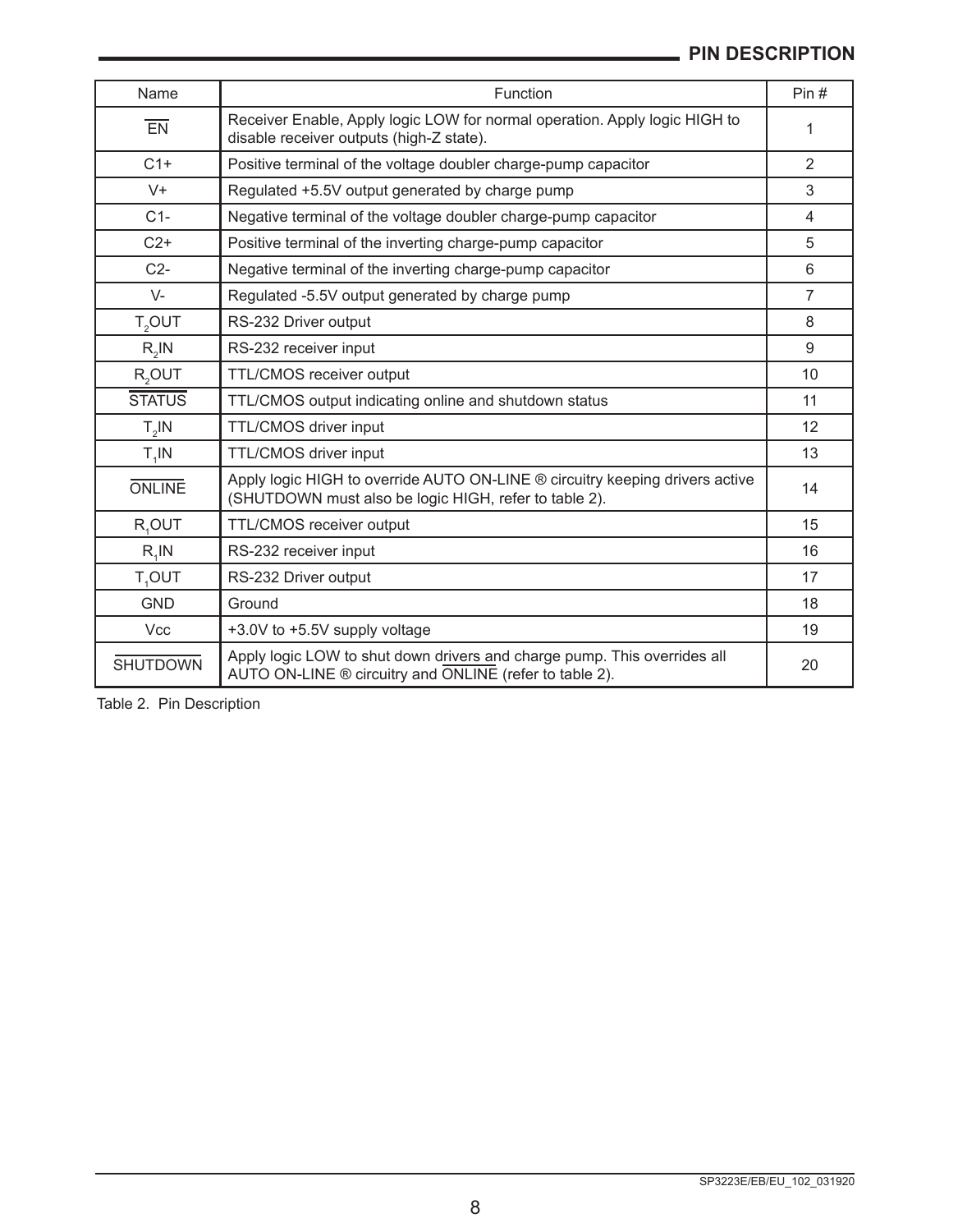## PIN DESCRIPTION

| Name | Function | Pin # |
|---|---|---|
| $\overline{EN}$ | Receiver Enable, Apply logic LOW for normal operation. Apply logic HIGH to disable receiver outputs (high-Z state). | 1 |
| C1+ | Positive terminal of the voltage doubler charge-pump capacitor | 2 |
| V+ | Regulated +5.5V output generated by charge pump | 3 |
| C1- | Negative terminal of the voltage doubler charge-pump capacitor | 4 |
| C2+ | Positive terminal of the inverting charge-pump capacitor | 5 |
| C2- | Negative terminal of the inverting charge-pump capacitor | 6 |
| V- | Regulated -5.5V output generated by charge pump | 7 |
| $T_2$OUT | RS-232 Driver output | 8 |
| $R_2$IN | RS-232 receiver input | 9 |
| $R_2$OUT | TTL/CMOS receiver output | 10 |
| $\overline{STATUS}$ | TTL/CMOS output indicating online and shutdown status | 11 |
| $T_2$IN | TTL/CMOS driver input | 12 |
| $T_1$IN | TTL/CMOS driver input | 13 |
| $\overline{ONLINE}$ | Apply logic HIGH to override AUTO ON-LINE ® circuitry keeping drivers active (SHUTDOWN must also be logic HIGH, refer to table 2). | 14 |
| $R_1$OUT | TTL/CMOS receiver output | 15 |
| $R_1$IN | RS-232 receiver input | 16 |
| $T_1$OUT | RS-232 Driver output | 17 |
| GND | Ground | 18 |
| Vcc | +3.0V to +5.5V supply voltage | 19 |
| $\overline{SHUTDOWN}$ | Apply logic LOW to shut down drivers and charge pump. This overrides all AUTO ON-LINE ® circuitry and $\overline{ONLINE}$ (refer to table 2). | 20 |

Table 2. Pin Description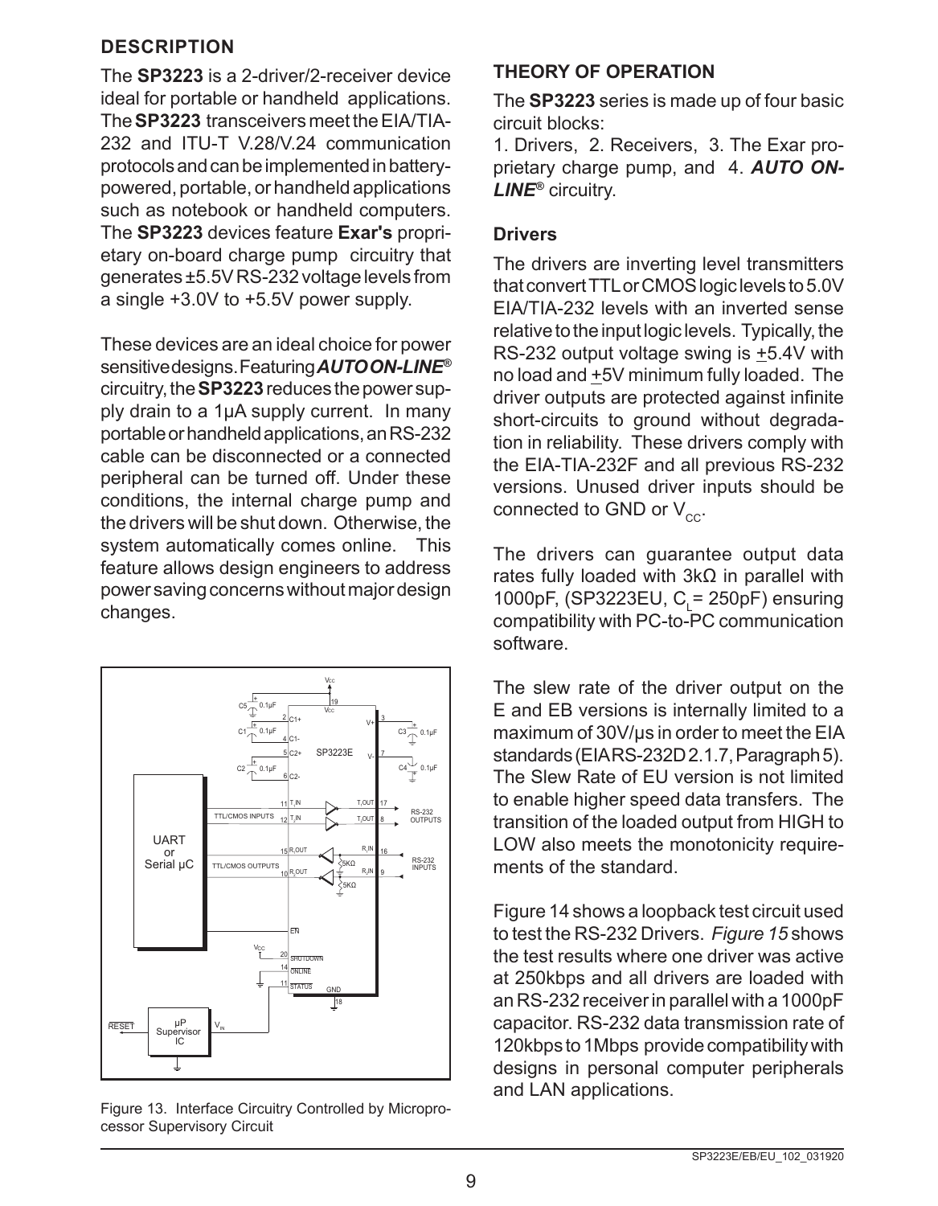## DESCRIPTION

The **SP3223** is a 2-driver/2-receiver device ideal for portable or handheld applications. The **SP3223** transceivers meet the EIA/TIA-232 and ITU-T V.28/V.24 communication protocols and can be implemented in battery-powered, portable, or handheld applications such as notebook or handheld computers. The **SP3223** devices feature **Exar's** proprietary on-board charge pump circuitry that generates ±5.5V RS-232 voltage levels from a single +3.0V to +5.5V power supply.

These devices are an ideal choice for power sensitive designs. Featuring ***AUTO ON-LINE***® circuitry, the **SP3223** reduces the power supply drain to a 1µA supply current. In many portable or handheld applications, an RS-232 cable can be disconnected or a connected peripheral can be turned off. Under these conditions, the internal charge pump and the drivers will be shut down. Otherwise, the system automatically comes online. This feature allows design engineers to address power saving concerns without major design changes.

Figure 13. Interface Circuitry Controlled by Microprocessor Supervisory Circuit

## THEORY OF OPERATION

The **SP3223** series is made up of four basic circuit blocks:

1. Drivers, 2. Receivers, 3. The Exar proprietary charge pump, and 4. ***AUTO ON-LINE***® circuitry.

### Drivers

The drivers are inverting level transmitters that convert TTL or CMOS logic levels to 5.0V EIA/TIA-232 levels with an inverted sense relative to the input logic levels. Typically, the RS-232 output voltage swing is ±5.4V with no load and ±5V minimum fully loaded. The driver outputs are protected against infinite short-circuits to ground without degradation in reliability. These drivers comply with the EIA-TIA-232F and all previous RS-232 versions. Unused driver inputs should be connected to GND or $V_{CC}$.

The drivers can guarantee output data rates fully loaded with 3kΩ in parallel with 1000pF, (SP3223EU, $C_L$ = 250pF) ensuring compatibility with PC-to-PC communication software.

The slew rate of the driver output on the E and EB versions is internally limited to a maximum of 30V/µs in order to meet the EIA standards (EIA RS-232D 2.1.7, Paragraph 5). The Slew Rate of EU version is not limited to enable higher speed data transfers. The transition of the loaded output from HIGH to LOW also meets the monotonicity requirements of the standard.

Figure 14 shows a loopback test circuit used to test the RS-232 Drivers. *Figure 15* shows the test results where one driver was active at 250kbps and all drivers are loaded with an RS-232 receiver in parallel with a 1000pF capacitor. RS-232 data transmission rate of 120kbps to 1Mbps provide compatibility with designs in personal computer peripherals and LAN applications.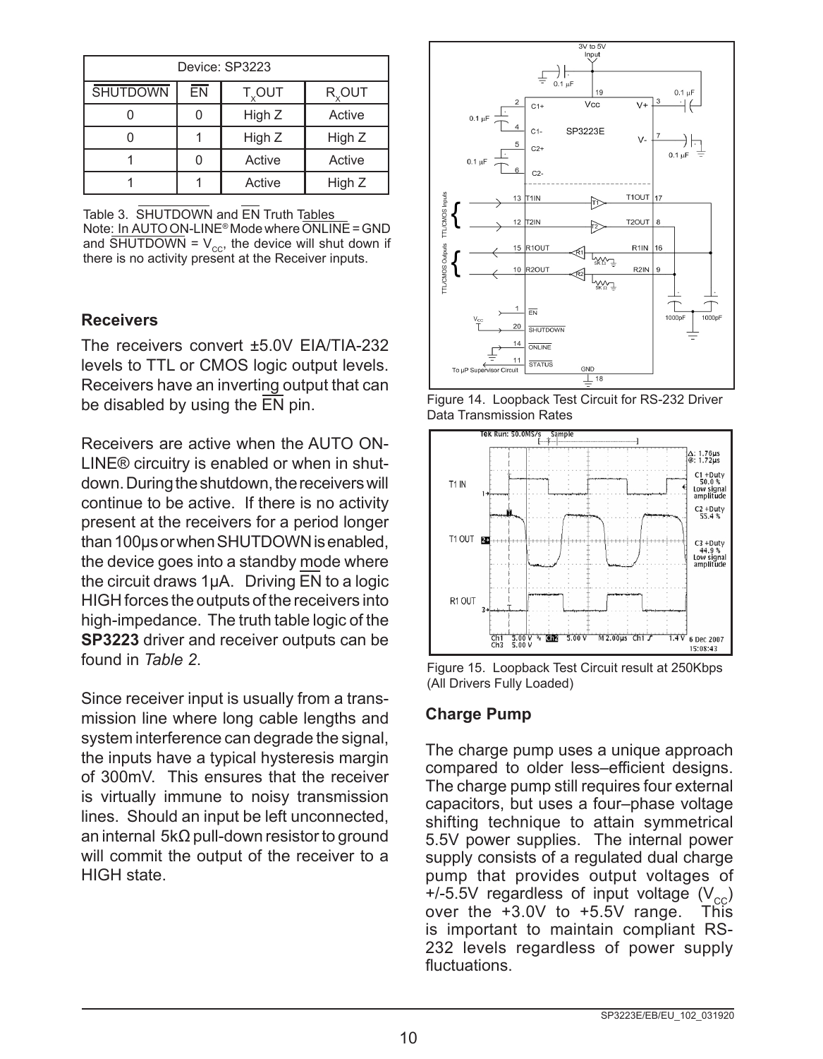| Device: SP3223 | | | |
|---|---|---|---|
| $\overline{\text{SHUTDOWN}}$ | $\overline{\text{EN}}$ | $T_XOUT$ | $R_XOUT$ |
| 0 | 0 | High Z | Active |
| 0 | 1 | High Z | High Z |
| 1 | 0 | Active | Active |
| 1 | 1 | Active | High Z |

Table 3. $\overline{\text{SHUTDOWN}}$ and $\overline{\text{EN}}$ Truth Tables
Note: In AUTO ON-LINE® Mode where $\overline{\text{ONLINE}}$ = GND and $\overline{\text{SHUTDOWN}}$ = $V_{CC}$, the device will shut down if there is no activity present at the Receiver inputs.

### Receivers

The receivers convert ±5.0V EIA/TIA-232 levels to TTL or CMOS logic output levels. Receivers have an inverting output that can be disabled by using the $\overline{\text{EN}}$ pin.

Receivers are active when the AUTO ON-LINE® circuitry is enabled or when in shutdown. During the shutdown, the receivers will continue to be active. If there is no activity present at the receivers for a period longer than 100µs or when SHUTDOWN is enabled, the device goes into a standby mode where the circuit draws 1µA. Driving $\overline{\text{EN}}$ to a logic HIGH forces the outputs of the receivers into high-impedance. The truth table logic of the **SP3223** driver and receiver outputs can be found in *Table 2*.

Since receiver input is usually from a transmission line where long cable lengths and system interference can degrade the signal, the inputs have a typical hysteresis margin of 300mV. This ensures that the receiver is virtually immune to noisy transmission lines. Should an input be left unconnected, an internal 5kΩ pull-down resistor to ground will commit the output of the receiver to a HIGH state.

Figure 14. Loopback Test Circuit for RS-232 Driver Data Transmission Rates

Figure 15. Loopback Test Circuit result at 250Kbps (All Drivers Fully Loaded)

### Charge Pump

The charge pump uses a unique approach compared to older less–efficient designs. The charge pump still requires four external capacitors, but uses a four–phase voltage shifting technique to attain symmetrical 5.5V power supplies. The internal power supply consists of a regulated dual charge pump that provides output voltages of +/-5.5V regardless of input voltage ($V_{CC}$) over the +3.0V to +5.5V range. This is important to maintain compliant RS-232 levels regardless of power supply fluctuations.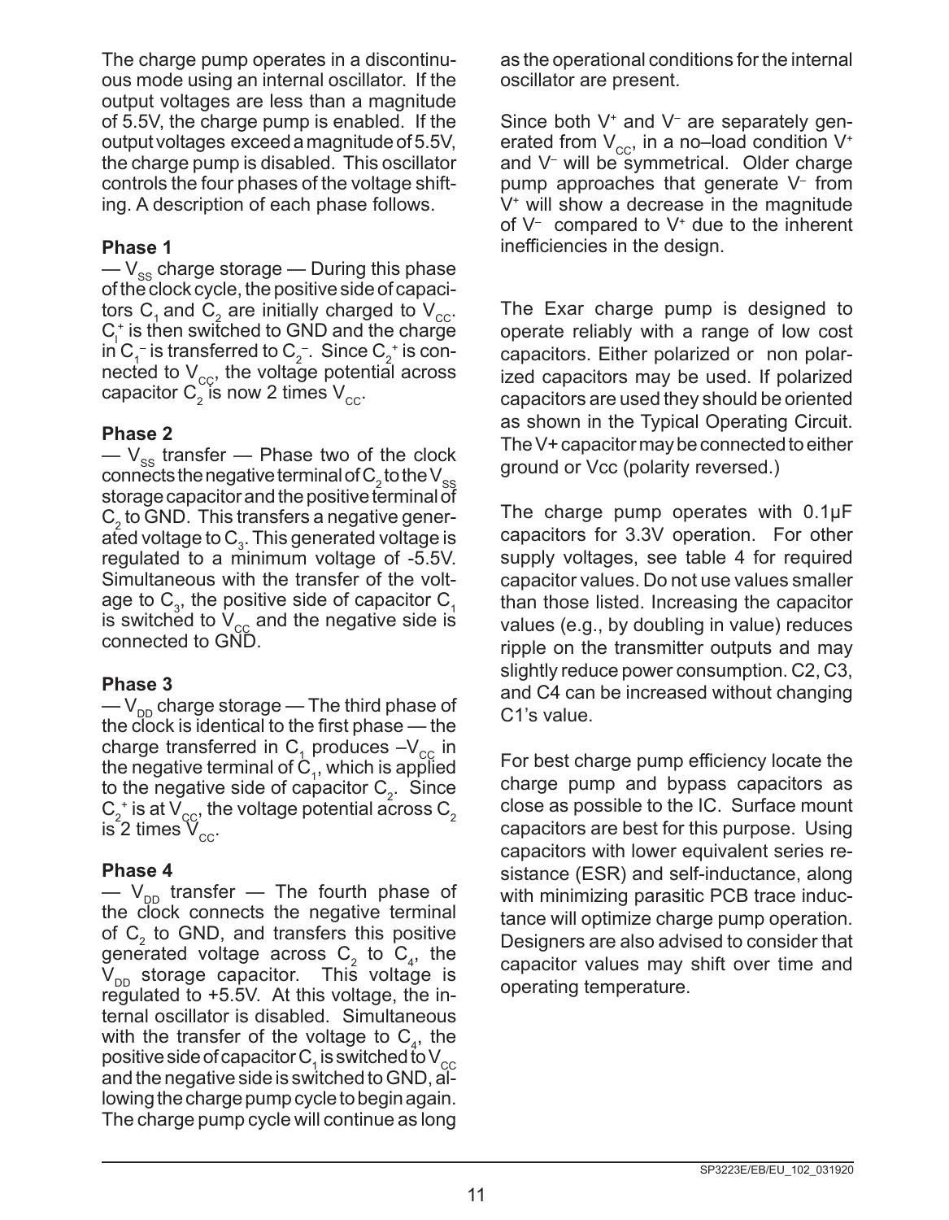The charge pump operates in a discontinuous mode using an internal oscillator. If the output voltages are less than a magnitude of 5.5V, the charge pump is enabled. If the output voltages exceed a magnitude of 5.5V, the charge pump is disabled. This oscillator controls the four phases of the voltage shifting. A description of each phase follows.

**Phase 1**

— $V_{SS}$ charge storage — During this phase of the clock cycle, the positive side of capacitors $C_1$ and $C_2$ are initially charged to $V_{CC}$. $C_l^+$ is then switched to GND and the charge in $C_1^-$ is transferred to $C_2^-$. Since $C_2^+$ is connected to $V_{CC}$, the voltage potential across capacitor $C_2$ is now 2 times $V_{CC}$.

**Phase 2**

— $V_{SS}$ transfer — Phase two of the clock connects the negative terminal of $C_2$ to the $V_{SS}$ storage capacitor and the positive terminal of $C_2$ to GND. This transfers a negative generated voltage to $C_3$. This generated voltage is regulated to a minimum voltage of -5.5V. Simultaneous with the transfer of the voltage to $C_3$, the positive side of capacitor $C_1$ is switched to $V_{CC}$ and the negative side is connected to GND.

**Phase 3**

— $V_{DD}$ charge storage — The third phase of the clock is identical to the first phase — the charge transferred in $C_1$ produces $-V_{CC}$ in the negative terminal of $C_1$, which is applied to the negative side of capacitor $C_2$. Since $C_2^+$ is at $V_{CC}$, the voltage potential across $C_2$ is 2 times $V_{CC}$.

**Phase 4**

— $V_{DD}$ transfer — The fourth phase of the clock connects the negative terminal of $C_2$ to GND, and transfers this positive generated voltage across $C_2$ to $C_4$, the $V_{DD}$ storage capacitor. This voltage is regulated to +5.5V. At this voltage, the internal oscillator is disabled. Simultaneous with the transfer of the voltage to $C_4$, the positive side of capacitor $C_1$ is switched to $V_{CC}$ and the negative side is switched to GND, allowing the charge pump cycle to begin again. The charge pump cycle will continue as long as the operational conditions for the internal oscillator are present.

Since both $V^+$ and $V^-$ are separately generated from $V_{CC}$, in a no–load condition $V^+$ and $V^-$ will be symmetrical. Older charge pump approaches that generate $V^-$ from $V^+$ will show a decrease in the magnitude of $V^-$ compared to $V^+$ due to the inherent inefficiencies in the design.

The Exar charge pump is designed to operate reliably with a range of low cost capacitors. Either polarized or non polarized capacitors may be used. If polarized capacitors are used they should be oriented as shown in the Typical Operating Circuit. The V+ capacitor may be connected to either ground or Vcc (polarity reversed.)

The charge pump operates with 0.1µF capacitors for 3.3V operation. For other supply voltages, see table 4 for required capacitor values. Do not use values smaller than those listed. Increasing the capacitor values (e.g., by doubling in value) reduces ripple on the transmitter outputs and may slightly reduce power consumption. C2, C3, and C4 can be increased without changing C1's value.

For best charge pump efficiency locate the charge pump and bypass capacitors as close as possible to the IC. Surface mount capacitors are best for this purpose. Using capacitors with lower equivalent series resistance (ESR) and self-inductance, along with minimizing parasitic PCB trace inductance will optimize charge pump operation. Designers are also advised to consider that capacitor values may shift over time and operating temperature.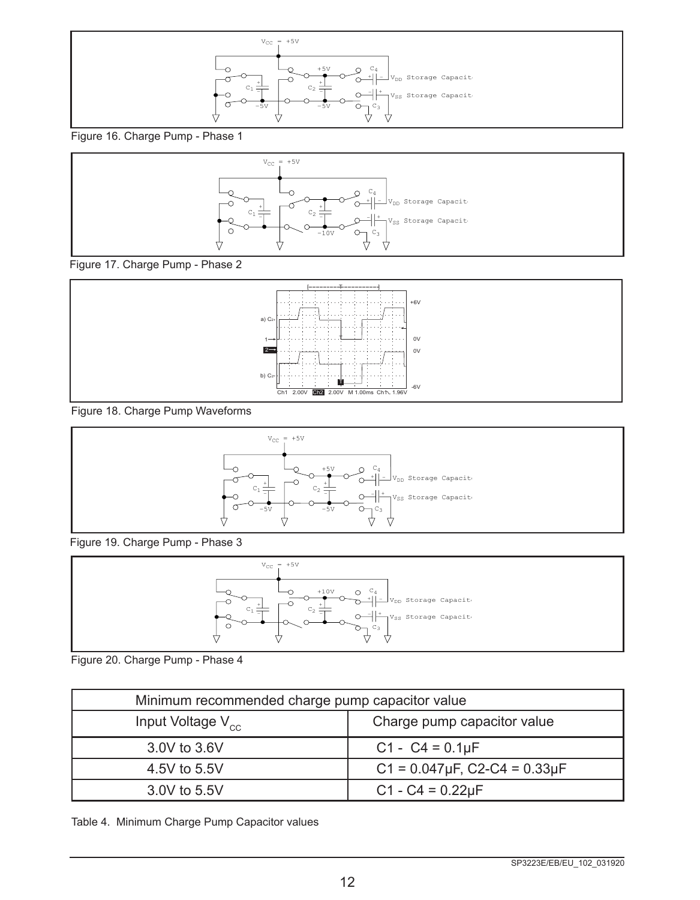Figure 16. Charge Pump - Phase 1

Figure 17. Charge Pump - Phase 2

Figure 18. Charge Pump Waveforms

Figure 19. Charge Pump - Phase 3

Figure 20. Charge Pump - Phase 4

| Minimum recommended charge pump capacitor value | |
|---|---|
| Input Voltage $V_{CC}$ | Charge pump capacitor value |
| 3.0V to 3.6V | C1 - C4 = 0.1μF |
| 4.5V to 5.5V | C1 = 0.047μF, C2-C4 = 0.33μF |
| 3.0V to 5.5V | C1 - C4 = 0.22μF |

Table 4. Minimum Charge Pump Capacitor values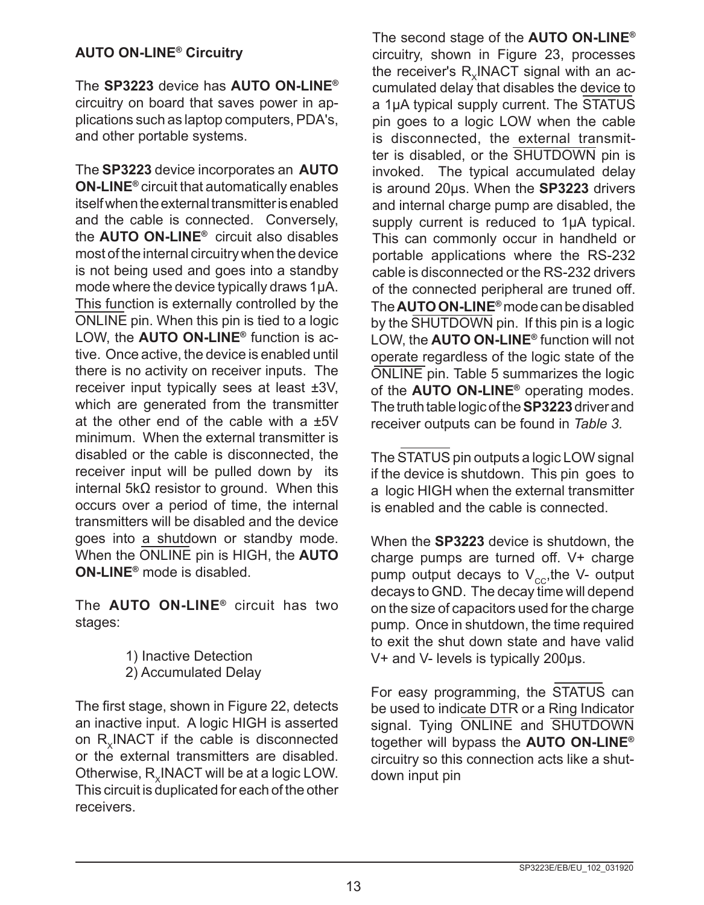### AUTO ON-LINE® Circuitry

The **SP3223** device has **AUTO ON-LINE®** circuitry on board that saves power in applications such as laptop computers, PDA's, and other portable systems.

The **SP3223** device incorporates an **AUTO ON-LINE®** circuit that automatically enables itself when the external transmitter is enabled and the cable is connected. Conversely, the **AUTO ON-LINE®** circuit also disables most of the internal circuitry when the device is not being used and goes into a standby mode where the device typically draws 1µA. This function is externally controlled by the $\overline{\text{ONLINE}}$ pin. When this pin is tied to a logic LOW, the **AUTO ON-LINE®** function is active. Once active, the device is enabled until there is no activity on receiver inputs. The receiver input typically sees at least ±3V, which are generated from the transmitter at the other end of the cable with a ±5V minimum. When the external transmitter is disabled or the cable is disconnected, the receiver input will be pulled down by its internal 5kΩ resistor to ground. When this occurs over a period of time, the internal transmitters will be disabled and the device goes into a shutdown or standby mode. When the $\overline{\text{ONLINE}}$ pin is HIGH, the **AUTO ON-LINE®** mode is disabled.

The **AUTO ON-LINE®** circuit has two stages:

1) Inactive Detection
2) Accumulated Delay

The first stage, shown in Figure 22, detects an inactive input. A logic HIGH is asserted on $R_X$INACT if the cable is disconnected or the external transmitters are disabled. Otherwise, $R_X$INACT will be at a logic LOW. This circuit is duplicated for each of the other receivers.

The second stage of the **AUTO ON-LINE®** circuitry, shown in Figure 23, processes the receiver's $R_X$INACT signal with an accumulated delay that disables the device to a 1µA typical supply current. The $\overline{\text{STATUS}}$ pin goes to a logic LOW when the cable is disconnected, the external transmitter is disabled, or the $\overline{\text{SHUTDOWN}}$ pin is invoked. The typical accumulated delay is around 20µs. When the **SP3223** drivers and internal charge pump are disabled, the supply current is reduced to 1µA typical. This can commonly occur in handheld or portable applications where the RS-232 cable is disconnected or the RS-232 drivers of the connected peripheral are truned off. The **AUTO ON-LINE®** mode can be disabled by the $\overline{\text{SHUTDOWN}}$ pin. If this pin is a logic LOW, the **AUTO ON-LINE®** function will not operate regardless of the logic state of the $\overline{\text{ONLINE}}$ pin. Table 5 summarizes the logic of the **AUTO ON-LINE®** operating modes. The truth table logic of the **SP3223** driver and receiver outputs can be found in *Table 3.*

The $\overline{\text{STATUS}}$ pin outputs a logic LOW signal if the device is shutdown. This pin goes to a logic HIGH when the external transmitter is enabled and the cable is connected.

When the **SP3223** device is shutdown, the charge pumps are turned off. V+ charge pump output decays to $V_{CC}$,the V- output decays to GND. The decay time will depend on the size of capacitors used for the charge pump. Once in shutdown, the time required to exit the shut down state and have valid V+ and V- levels is typically 200µs.

For easy programming, the $\overline{\text{STATUS}}$ can be used to indicate DTR or a Ring Indicator signal. Tying $\overline{\text{ONLINE}}$ and $\overline{\text{SHUTDOWN}}$ together will bypass the **AUTO ON-LINE®** circuitry so this connection acts like a shutdown input pin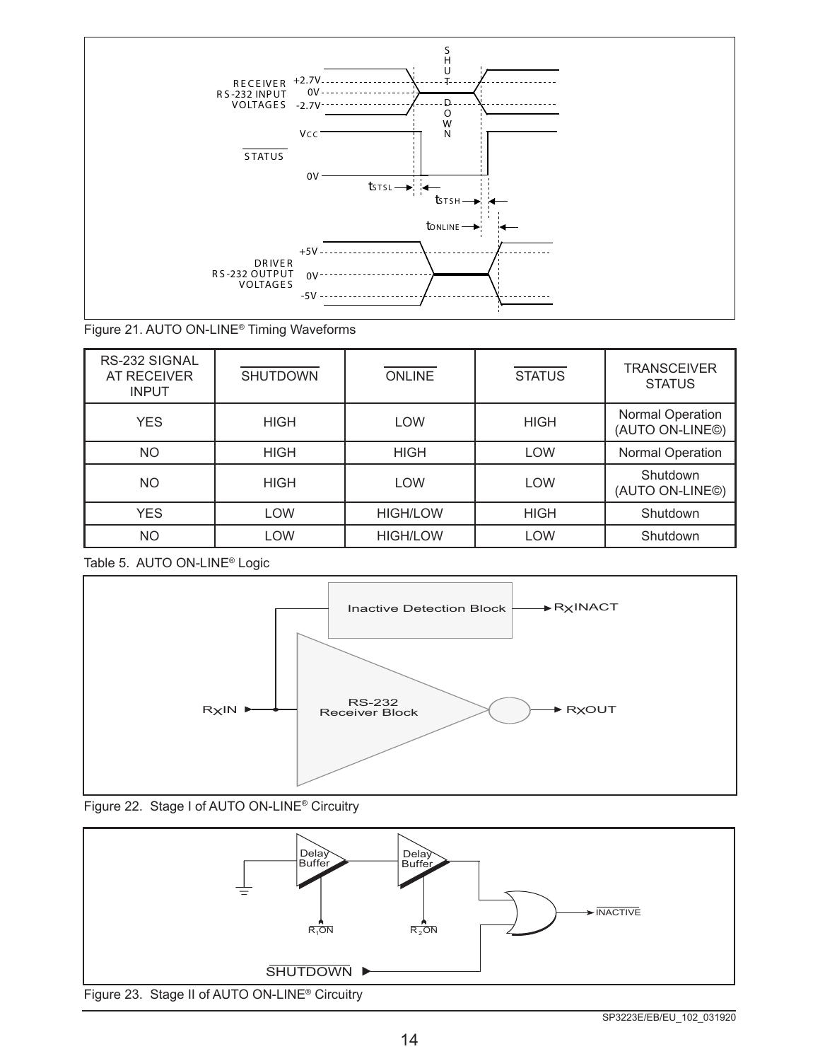Figure 21. AUTO ON-LINE® Timing Waveforms

| RS-232 SIGNAL AT RECEIVER INPUT | $\overline{\text{SHUTDOWN}}$ | $\overline{\text{ONLINE}}$ | $\overline{\text{STATUS}}$ | TRANSCEIVER STATUS |
|---|---|---|---|---|
| YES | HIGH | LOW | HIGH | Normal Operation (AUTO ON-LINE©) |
| NO | HIGH | HIGH | LOW | Normal Operation |
| NO | HIGH | LOW | LOW | Shutdown (AUTO ON-LINE©) |
| YES | LOW | HIGH/LOW | HIGH | Shutdown |
| NO | LOW | HIGH/LOW | LOW | Shutdown |

Table 5. AUTO ON-LINE® Logic

Figure 22. Stage I of AUTO ON-LINE® Circuitry

Figure 23. Stage II of AUTO ON-LINE® Circuitry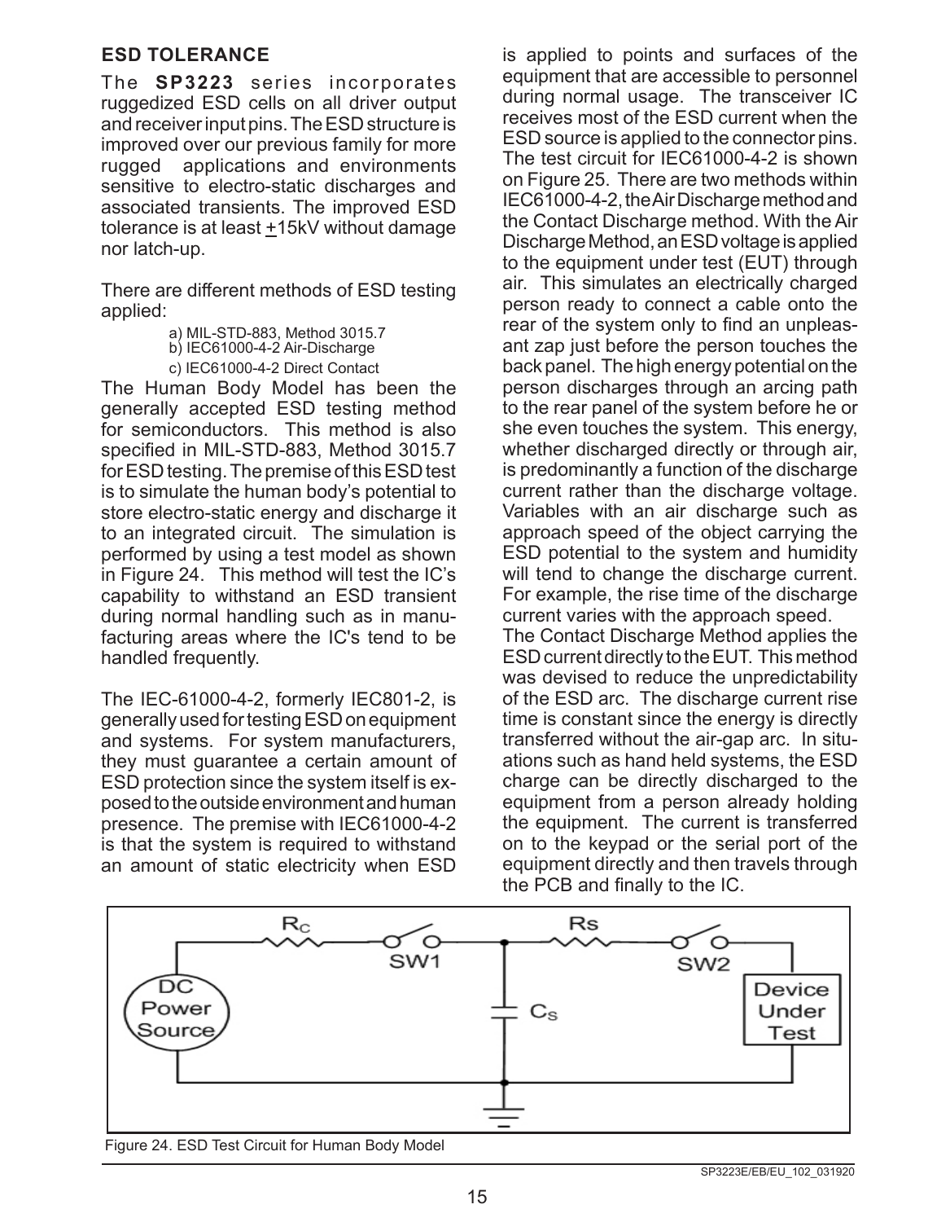## ESD TOLERANCE

The **SP3223** series incorporates ruggedized ESD cells on all driver output and receiver input pins. The ESD structure is improved over our previous family for more rugged applications and environments sensitive to electro-static discharges and associated transients. The improved ESD tolerance is at least ±15kV without damage nor latch-up.

There are different methods of ESD testing applied:

a) MIL-STD-883, Method 3015.7
b) IEC61000-4-2 Air-Discharge
c) IEC61000-4-2 Direct Contact

The Human Body Model has been the generally accepted ESD testing method for semiconductors. This method is also specified in MIL-STD-883, Method 3015.7 for ESD testing. The premise of this ESD test is to simulate the human body's potential to store electro-static energy and discharge it to an integrated circuit. The simulation is performed by using a test model as shown in Figure 24. This method will test the IC's capability to withstand an ESD transient during normal handling such as in manufacturing areas where the IC's tend to be handled frequently.

The IEC-61000-4-2, formerly IEC801-2, is generally used for testing ESD on equipment and systems. For system manufacturers, they must guarantee a certain amount of ESD protection since the system itself is exposed to the outside environment and human presence. The premise with IEC61000-4-2 is that the system is required to withstand an amount of static electricity when ESD is applied to points and surfaces of the equipment that are accessible to personnel during normal usage. The transceiver IC receives most of the ESD current when the ESD source is applied to the connector pins. The test circuit for IEC61000-4-2 is shown on Figure 25. There are two methods within IEC61000-4-2, the Air Discharge method and the Contact Discharge method. With the Air Discharge Method, an ESD voltage is applied to the equipment under test (EUT) through air. This simulates an electrically charged person ready to connect a cable onto the rear of the system only to find an unpleasant zap just before the person touches the back panel. The high energy potential on the person discharges through an arcing path to the rear panel of the system before he or she even touches the system. This energy, whether discharged directly or through air, is predominantly a function of the discharge current rather than the discharge voltage. Variables with an air discharge such as approach speed of the object carrying the ESD potential to the system and humidity will tend to change the discharge current. For example, the rise time of the discharge current varies with the approach speed.

The Contact Discharge Method applies the ESD current directly to the EUT. This method was devised to reduce the unpredictability of the ESD arc. The discharge current rise time is constant since the energy is directly transferred without the air-gap arc. In situations such as hand held systems, the ESD charge can be directly discharged to the equipment from a person already holding the equipment. The current is transferred on to the keypad or the serial port of the equipment directly and then travels through the PCB and finally to the IC.

Figure 24. ESD Test Circuit for Human Body Model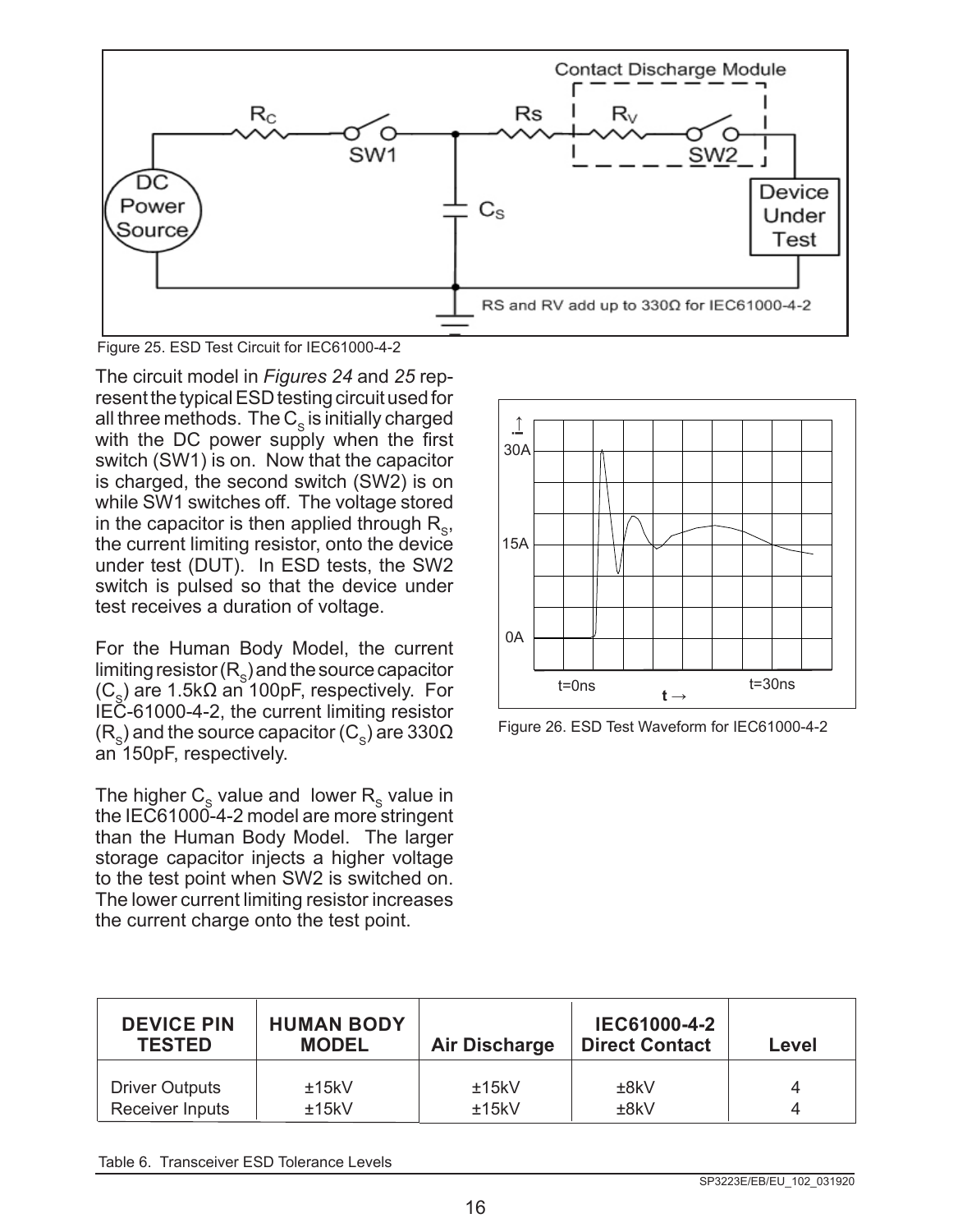Figure 25. ESD Test Circuit for IEC61000-4-2

The circuit model in *Figures 24* and *25* represent the typical ESD testing circuit used for all three methods. The $C_S$ is initially charged with the DC power supply when the first switch (SW1) is on. Now that the capacitor is charged, the second switch (SW2) is on while SW1 switches off. The voltage stored in the capacitor is then applied through $R_S$, the current limiting resistor, onto the device under test (DUT). In ESD tests, the SW2 switch is pulsed so that the device under test receives a duration of voltage.

For the Human Body Model, the current limiting resistor ($R_S$) and the source capacitor ($C_S$) are 1.5kΩ an 100pF, respectively. For IEC-61000-4-2, the current limiting resistor ($R_S$) and the source capacitor ($C_S$) are 330Ω an 150pF, respectively.

The higher $C_S$ value and lower $R_S$ value in the IEC61000-4-2 model are more stringent than the Human Body Model. The larger storage capacitor injects a higher voltage to the test point when SW2 is switched on. The lower current limiting resistor increases the current charge onto the test point.

Figure 26. ESD Test Waveform for IEC61000-4-2

| DEVICE PIN TESTED | HUMAN BODY MODEL | Air Discharge | IEC61000-4-2 Direct Contact | Level |
|---|---|---|---|---|
| Driver Outputs | ±15kV | ±15kV | ±8kV | 4 |
| Receiver Inputs | ±15kV | ±15kV | ±8kV | 4 |

Table 6. Transceiver ESD Tolerance Levels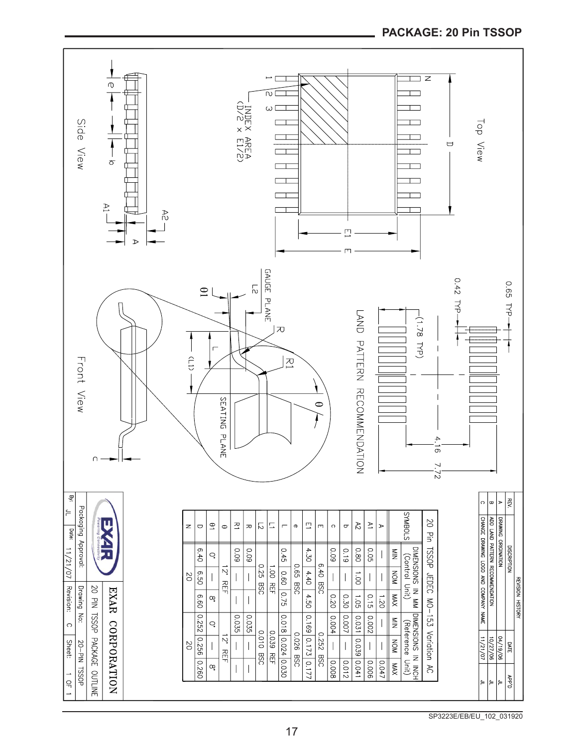## PACKAGE: 20 Pin TSSOP

Top View

INDEX AREA (D/2 x E1/2)

Side View

Front View

GAUGE PLANE

SEATING PLANE

LAND PATTERN RECOMMENDATION

0.65 TYP

0.42 TYP

(1.78 TYP)

4.16

7.72

| REV. | DESCRIPTION | DATE | APP'D |
|---|---|---|---|
| A | DRAWING ORIGINATION | 04/19/06 | JL |
| B | ADD LAND PATTERN RECOMMENDATION | 10/27/06 | JL |
| C | CHANGE DRAWING LOGO AND COMPANY NAME | 11/21/07 | JL |

**20 Pin TSSOP JEDEC MO-153 Variation AC**

| SYMBOLS | DIMENSIONS IN MM (Control Unit) | | | DIMENSIONS IN INCH (Reference Unit) | | |
|---|---|---|---|---|---|---|
| | MIN | NOM | MAX | MIN | NOM | MAX |
| A | — | — | 1.20 | — | — | 0.047 |
| A1 | 0.05 | — | 0.15 | 0.002 | — | 0.006 |
| A2 | 0.80 | 1.00 | 1.05 | 0.031 | 0.039 | 0.041 |
| b | 0.19 | — | 0.30 | 0.007 | — | 0.012 |
| c | 0.09 | — | 0.20 | 0.004 | — | 0.008 |
| E | | 6.40 BSC | | | 0.252 BSC | |
| E1 | 4.30 | 4.40 | 4.50 | 0.169 | 0.173 | 0.177 |
| e | | 0.65 BSC | | | 0.026 BSC | |
| L | 0.45 | 0.60 | 0.75 | 0.018 | 0.024 | 0.030 |
| L1 | | 1.00 REF | | | 0.039 REF | |
| L2 | | 0.25 BSC | | | 0.010 BSC | |
| R | 0.09 | — | — | 0.035 | — | — |
| R1 | 0.09 | — | — | 0.035 | — | — |
| θ | | 12° REF | | | 12° REF | |
| θ1 | 0° | — | 8° | 0° | — | 8° |
| D | 6.40 | 6.50 | 6.60 | 0.252 | 0.256 | 0.260 |
| N | | 20 | | | 20 | |

EXAR CORPORATION

| Packaging Approval: | Drawing No: 20-PIN TSSOP | 20 PIN TSSOP PACKAGE OUTLINE |
|---|---|---|
| By: JL | Date: 11/21/07 | Revision: C | Sheet: 1 OF 1 |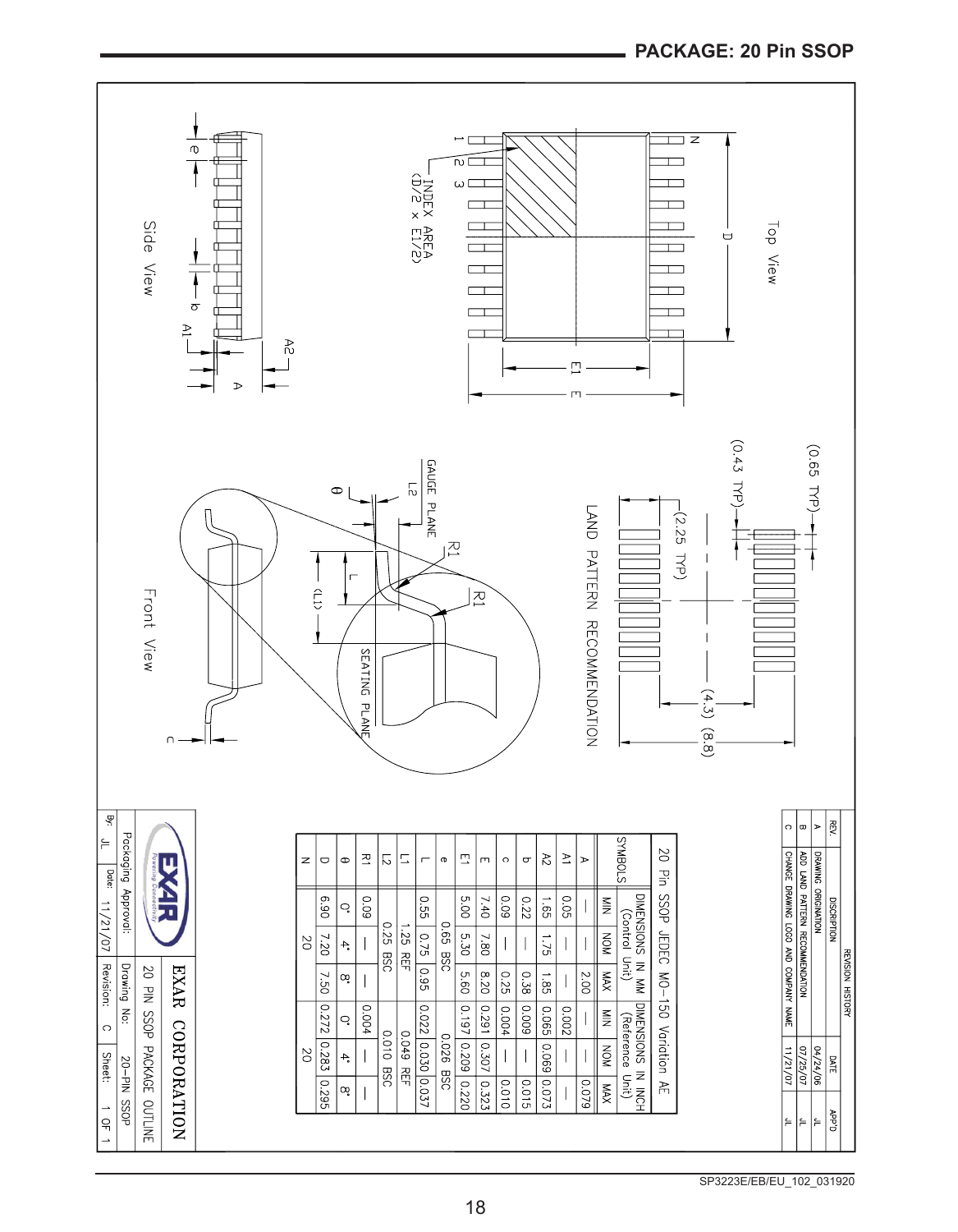## PACKAGE: 20 Pin SSOP

Top View

INDEX AREA (D/2 x E1/2)

Side View

Front View

GAUGE PLANE

SEATING PLANE

LAND PATTERN RECOMMENDATION

(0.65 TYP)

(0.43 TYP)

(2.25 TYP)

(4.3) (8.8)

**20 Pin SSOP JEDEC MO-150 Variation AE**

| SYMBOLS | DIMENSIONS IN MM (Control Unit) | | | DIMENSIONS IN INCH (Reference Unit) | | |
|---|---|---|---|---|---|---|
| | MIN | NOM | MAX | MIN | NOM | MAX |
| A | — | — | 2.00 | — | — | 0.079 |
| A1 | 0.05 | — | — | 0.002 | — | — |
| A2 | 1.65 | 1.75 | 1.85 | 0.065 | 0.069 | 0.073 |
| b | 0.22 | — | 0.38 | 0.009 | — | 0.015 |
| c | 0.09 | — | 0.25 | 0.004 | — | 0.010 |
| E | 7.40 | 7.80 | 8.20 | 0.291 | 0.307 | 0.323 |
| E1 | 5.00 | 5.30 | 5.60 | 0.197 | 0.209 | 0.220 |
| e | | 0.65 BSC | | | 0.026 BSC | |
| L | 0.55 | 0.75 | 0.95 | 0.022 | 0.030 | 0.037 |
| L1 | | 1.25 REF | | | 0.049 REF | |
| L2 | | 0.25 BSC | | | 0.010 BSC | |
| R1 | 0.09 | — | — | 0.004 | — | — |
| θ | 0° | 4° | 8° | 0° | 4° | 8° |
| D | 6.90 | 7.20 | 7.50 | 0.272 | 0.283 | 0.295 |
| N | | 20 | | | 20 | |

| REVISION HISTORY | | | |
|---|---|---|---|
| REV. | DISCRIPTION | DATE | APP'D |
| A | DRAWING ORIGINATION | 04/24/06 | JL |
| B | ADD LAND PATTERN RECOMMENDATION | 07/25/07 | JL |
| C | CHANGE DRAWING LOGO AND COMPANY NAME | 11/21/07 | JL |

EXAR CORPORATION

20 PIN SSOP PACKAGE OUTLINE

| Packaging Approval: | | Drawing No: | 20-PIN SSOP |
|---|---|---|---|
| By: JL | Date: 11/21/07 | Revision: C | Sheet: 1 OF 1 |

SP3223E/EB/EU_102_031920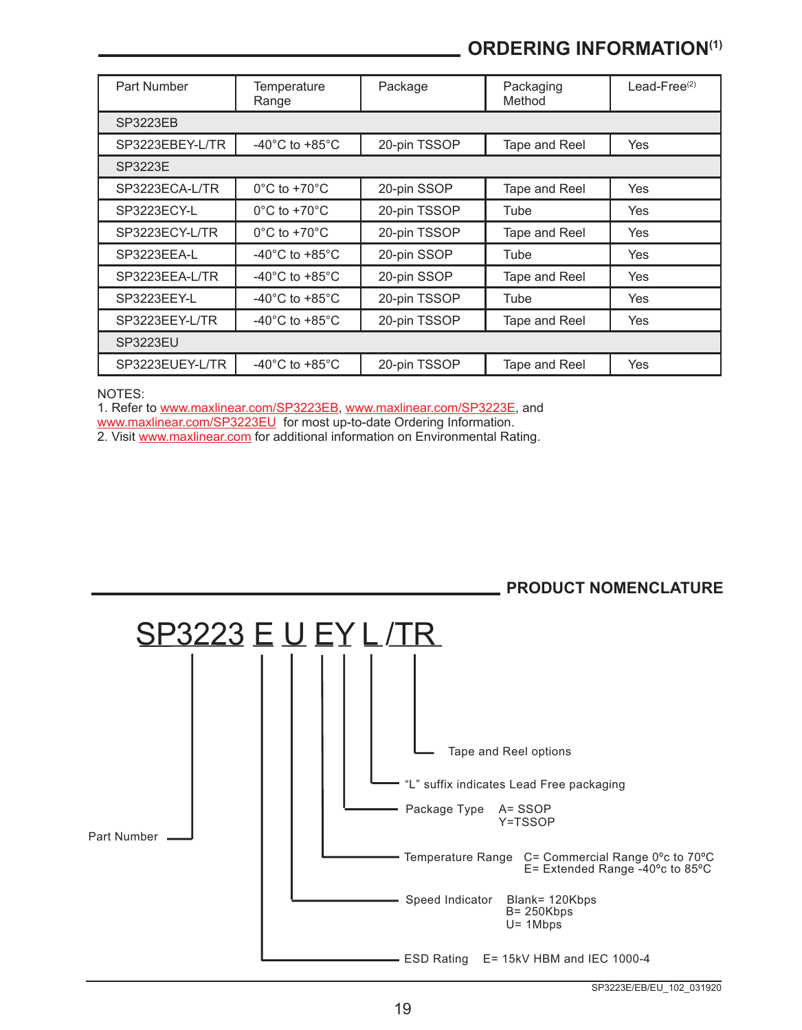## ORDERING INFORMATION[1]

| Part Number | Temperature Range | Package | Packaging Method | Lead-Free[2] |
|---|---|---|---|---|
| SP3223EB | | | | |
| SP3223EBEY-L/TR | -40°C to +85°C | 20-pin TSSOP | Tape and Reel | Yes |
| SP3223E | | | | |
| SP3223ECA-L/TR | 0°C to +70°C | 20-pin SSOP | Tape and Reel | Yes |
| SP3223ECY-L | 0°C to +70°C | 20-pin TSSOP | Tube | Yes |
| SP3223ECY-L/TR | 0°C to +70°C | 20-pin TSSOP | Tape and Reel | Yes |
| SP3223EEA-L | -40°C to +85°C | 20-pin SSOP | Tube | Yes |
| SP3223EEA-L/TR | -40°C to +85°C | 20-pin SSOP | Tape and Reel | Yes |
| SP3223EEY-L | -40°C to +85°C | 20-pin TSSOP | Tube | Yes |
| SP3223EEY-L/TR | -40°C to +85°C | 20-pin TSSOP | Tape and Reel | Yes |
| SP3223EU | | | | |
| SP3223EUEY-L/TR | -40°C to +85°C | 20-pin TSSOP | Tape and Reel | Yes |

NOTES:
1. Refer to www.maxlinear.com/SP3223EB, www.maxlinear.com/SP3223E, and www.maxlinear.com/SP3223EU for most up-to-date Ordering Information.
2. Visit www.maxlinear.com for additional information on Environmental Rating.

## PRODUCT NOMENCLATURE

SP3223 E U EY L /TR

- SP3223 — Part Number
- E — ESD Rating: E= 15kV HBM and IEC 1000-4
- U — Speed Indicator: Blank= 120Kbps, B= 250Kbps, U= 1Mbps
- E — Temperature Range: C= Commercial Range 0ºC to 70ºC, E= Extended Range -40ºc to 85ºC
- Y — Package Type: A= SSOP, Y=TSSOP
- L — "L" suffix indicates Lead Free packaging
- /TR — Tape and Reel options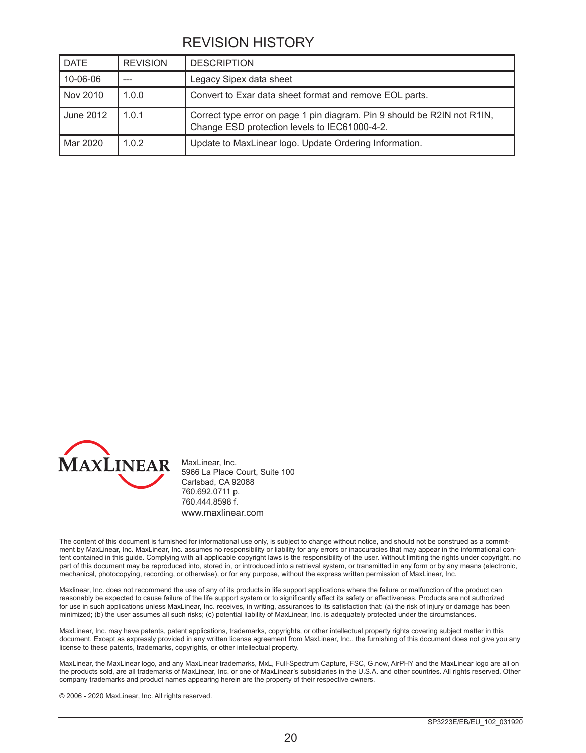## REVISION HISTORY

| DATE | REVISION | DESCRIPTION |
|---|---|---|
| 10-06-06 | --- | Legacy Sipex data sheet |
| Nov 2010 | 1.0.0 | Convert to Exar data sheet format and remove EOL parts. |
| June 2012 | 1.0.1 | Correct type error on page 1 pin diagram. Pin 9 should be R2IN not R1IN, Change ESD protection levels to IEC61000-4-2. |
| Mar 2020 | 1.0.2 | Update to MaxLinear logo. Update Ordering Information. |

MaxLinear, Inc.
5966 La Place Court, Suite 100
Carlsbad, CA 92088
760.692.0711 p.
760.444.8598 f.
www.maxlinear.com

The content of this document is furnished for informational use only, is subject to change without notice, and should not be construed as a commitment by MaxLinear, Inc. MaxLinear, Inc. assumes no responsibility or liability for any errors or inaccuracies that may appear in the informational content contained in this guide. Complying with all applicable copyright laws is the responsibility of the user. Without limiting the rights under copyright, no part of this document may be reproduced into, stored in, or introduced into a retrieval system, or transmitted in any form or by any means (electronic, mechanical, photocopying, recording, or otherwise), or for any purpose, without the express written permission of MaxLinear, Inc.

Maxlinear, Inc. does not recommend the use of any of its products in life support applications where the failure or malfunction of the product can reasonably be expected to cause failure of the life support system or to significantly affect its safety or effectiveness. Products are not authorized for use in such applications unless MaxLinear, Inc. receives, in writing, assurances to its satisfaction that: (a) the risk of injury or damage has been minimized; (b) the user assumes all such risks; (c) potential liability of MaxLinear, Inc. is adequately protected under the circumstances.

MaxLinear, Inc. may have patents, patent applications, trademarks, copyrights, or other intellectual property rights covering subject matter in this document. Except as expressly provided in any written license agreement from MaxLinear, Inc., the furnishing of this document does not give you any license to these patents, trademarks, copyrights, or other intellectual property.

MaxLinear, the MaxLinear logo, and any MaxLinear trademarks, MxL, Full-Spectrum Capture, FSC, G.now, AirPHY and the MaxLinear logo are all on the products sold, are all trademarks of MaxLinear, Inc. or one of MaxLinear's subsidiaries in the U.S.A. and other countries. All rights reserved. Other company trademarks and product names appearing herein are the property of their respective owners.

© 2006 - 2020 MaxLinear, Inc. All rights reserved.

SP3223E/EB/EU_102_031920